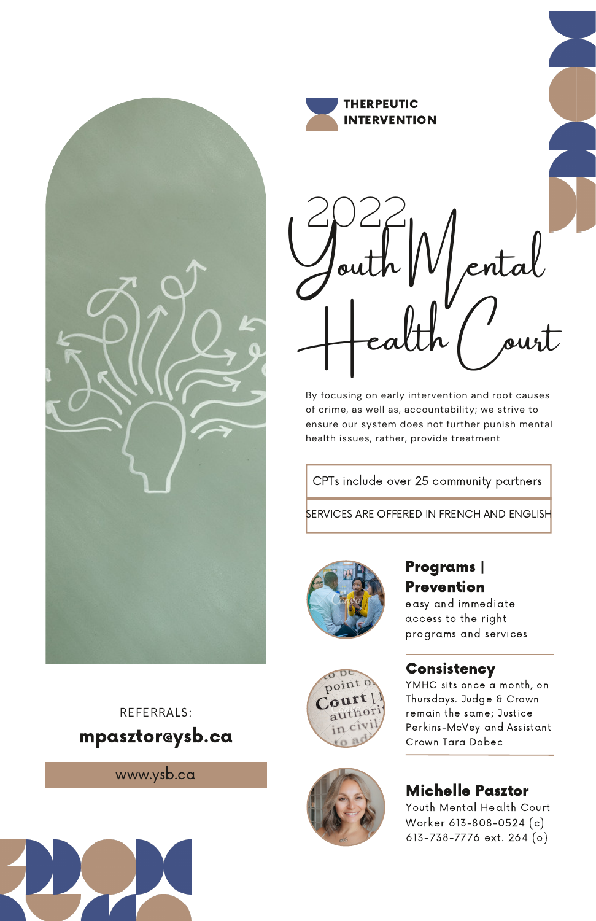**THERPEUTIC INTERVENTION**

# 2022 Youth Mental Health Court

By focusing on early intervention and root causes of crime, as well as, accountability; we strive to ensure our system does not further punish mental health issues, rather, provide treatment

CPTs include over 25 community partners

SERVICES ARE OFFERED IN FRENCH AND ENGLISH

## Programs | Prevention

easy and immediate access to the right programs and services

## Consistency

YMHC sits once a month, on Thursdays. Judge & Crown remain the same; Justice Perkins-McVey and Assistant Crown Tara Dobec

## Michelle Pasztor

Youth Mental Health Court Worker 613-808-0524 (c) 613-738-7776 ext. 264 (o)

REFERRALS:

**mpasztor@ysb.ca**

www.ysb.ca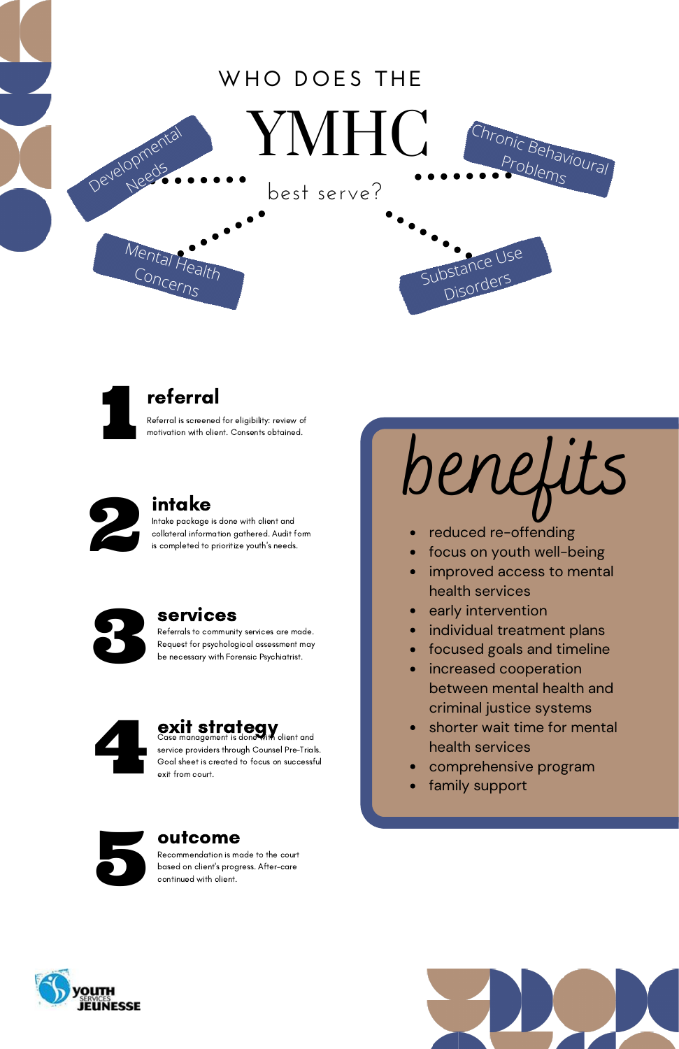# WHO DOES THE YMHC best serve?

- Developmental Needs
- Chronic Behavioural Problems
- Mental Health Concerns
- Substance Use Disorders

## 1 referral

Referral is screened for eligibility: review of motivation with client. Consents obtained.

## 2 intake

Intake package is done with client and collateral information gathered. Audit form is completed to prioritize youth's needs.

## 3 services

Referrals to community services are made. Request for psychological assessment may be necessary with Forensic Psychiatrist.

## 4 exit strategy

Case management is done with client and service providers through Counsel Pre-Trials. Goal sheet is created to focus on successful exit from court.

## 5 outcome

Recommendation is made to the court based on client's progress. After-care continued with client.

## benefits

- reduced re-offending
- focus on youth well-being
- improved access to mental health services
- early intervention
- individual treatment plans
- focused goals and timeline
- increased cooperation between mental health and criminal justice systems
- shorter wait time for mental health services
- comprehensive program
- family support

YOUTH SERVICES JEUNESSE